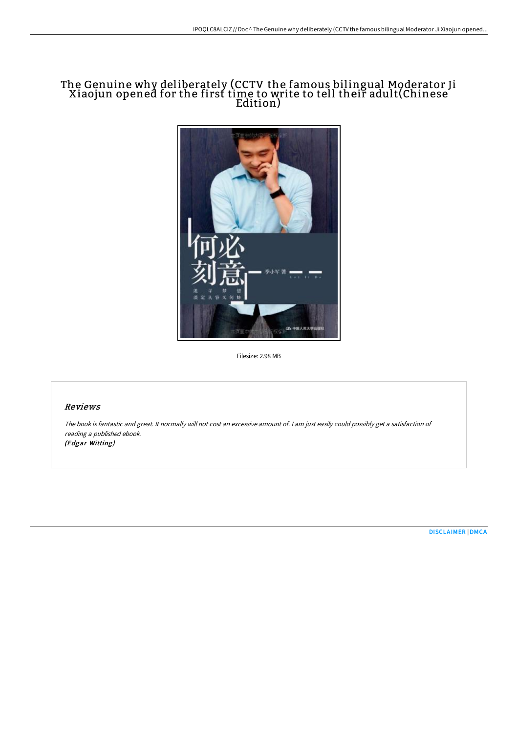# The Genuine why deliberately (CCTV the famous bilingual Moderator Ji Xiaojun opened for the first time to write to tell their adult(Chinese Edition)

Filesize: 2.98 MB

## Reviews

*The book is fantastic and great. It normally will not cost an excessive amount of. I am just easily could possibly get a satisfaction of reading a published ebook.*
***(Edgar Witting)***

DISCLAIMER | DMCA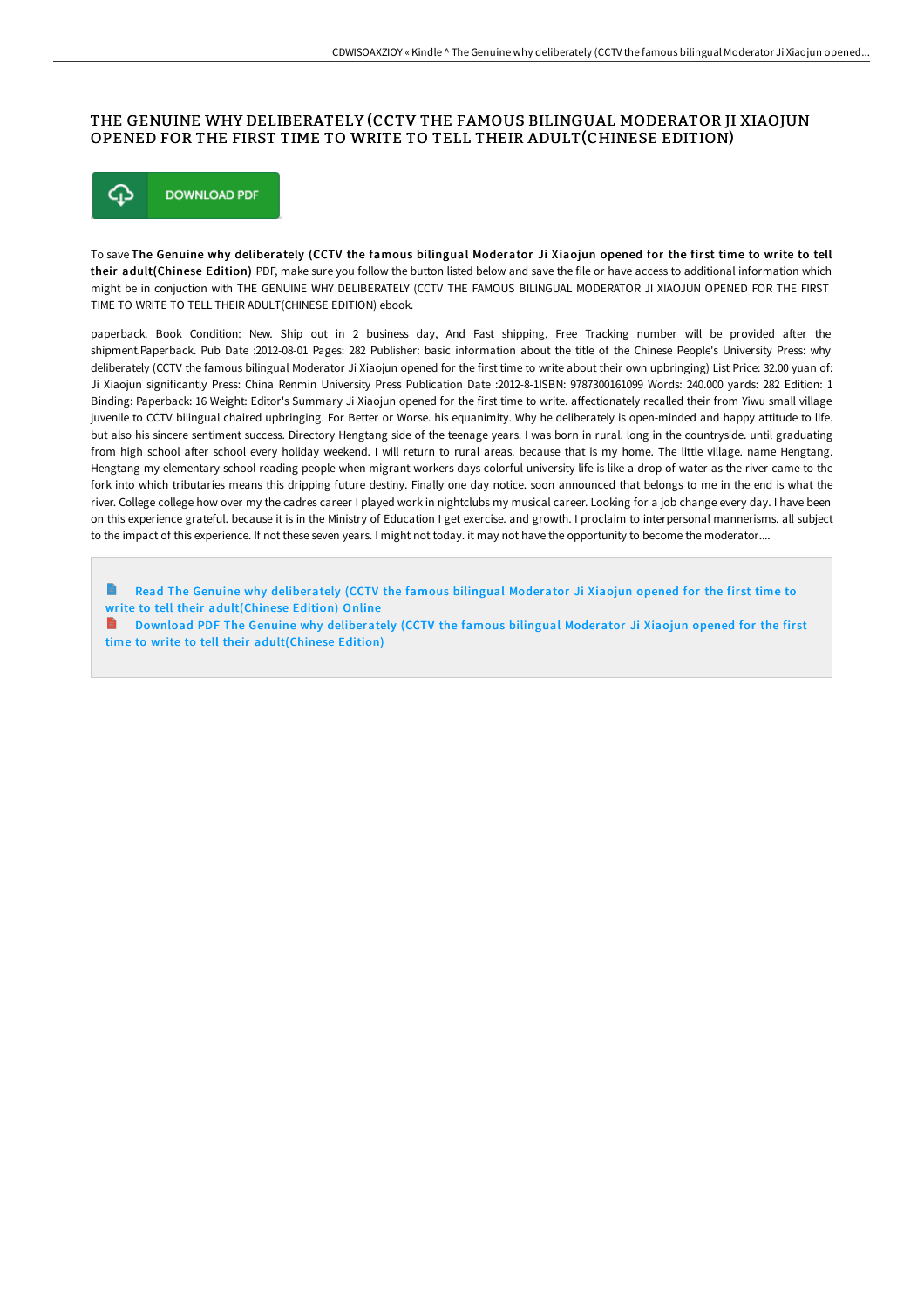# THE GENUINE WHY DELIBERATELY (CCTV THE FAMOUS BILINGUAL MODERATOR JI XIAOJUN OPENED FOR THE FIRST TIME TO WRITE TO TELL THEIR ADULT(CHINESE EDITION)

DOWNLOAD PDF

To save **The Genuine why deliberately (CCTV the famous bilingual Moderator Ji Xiaojun opened for the first time to write to tell their adult(Chinese Edition)** PDF, make sure you follow the button listed below and save the file or have access to additional information which might be in conjuction with THE GENUINE WHY DELIBERATELY (CCTV THE FAMOUS BILINGUAL MODERATOR JI XIAOJUN OPENED FOR THE FIRST TIME TO WRITE TO TELL THEIR ADULT(CHINESE EDITION) ebook.

paperback. Book Condition: New. Ship out in 2 business day, And Fast shipping, Free Tracking number will be provided after the shipment.Paperback. Pub Date :2012-08-01 Pages: 282 Publisher: basic information about the title of the Chinese People's University Press: why deliberately (CCTV the famous bilingual Moderator Ji Xiaojun opened for the first time to write about their own upbringing) List Price: 32.00 yuan of: Ji Xiaojun significantly Press: China Renmin University Press Publication Date :2012-8-1ISBN: 9787300161099 Words: 240.000 yards: 282 Edition: 1 Binding: Paperback: 16 Weight: Editor's Summary Ji Xiaojun opened for the first time to write. affectionately recalled their from Yiwu small village juvenile to CCTV bilingual chaired upbringing. For Better or Worse. his equanimity. Why he deliberately is open-minded and happy attitude to life. but also his sincere sentiment success. Directory Hengtang side of the teenage years. I was born in rural. long in the countryside. until graduating from high school after school every holiday weekend. I will return to rural areas. because that is my home. The little village. name Hengtang. Hengtang my elementary school reading people when migrant workers days colorful university life is like a drop of water as the river came to the fork into which tributaries means this dripping future destiny. Finally one day notice. soon announced that belongs to me in the end is what the river. College college how over my the cadres career I played work in nightclubs my musical career. Looking for a job change every day. I have been on this experience grateful. because it is in the Ministry of Education I get exercise. and growth. I proclaim to interpersonal mannerisms. all subject to the impact of this experience. If not these seven years. I might not today. it may not have the opportunity to become the moderator....

Read The Genuine why deliberately (CCTV the famous bilingual Moderator Ji Xiaojun opened for the first time to write to tell their adult(Chinese Edition) Online

Download PDF The Genuine why deliberately (CCTV the famous bilingual Moderator Ji Xiaojun opened for the first time to write to tell their adult(Chinese Edition)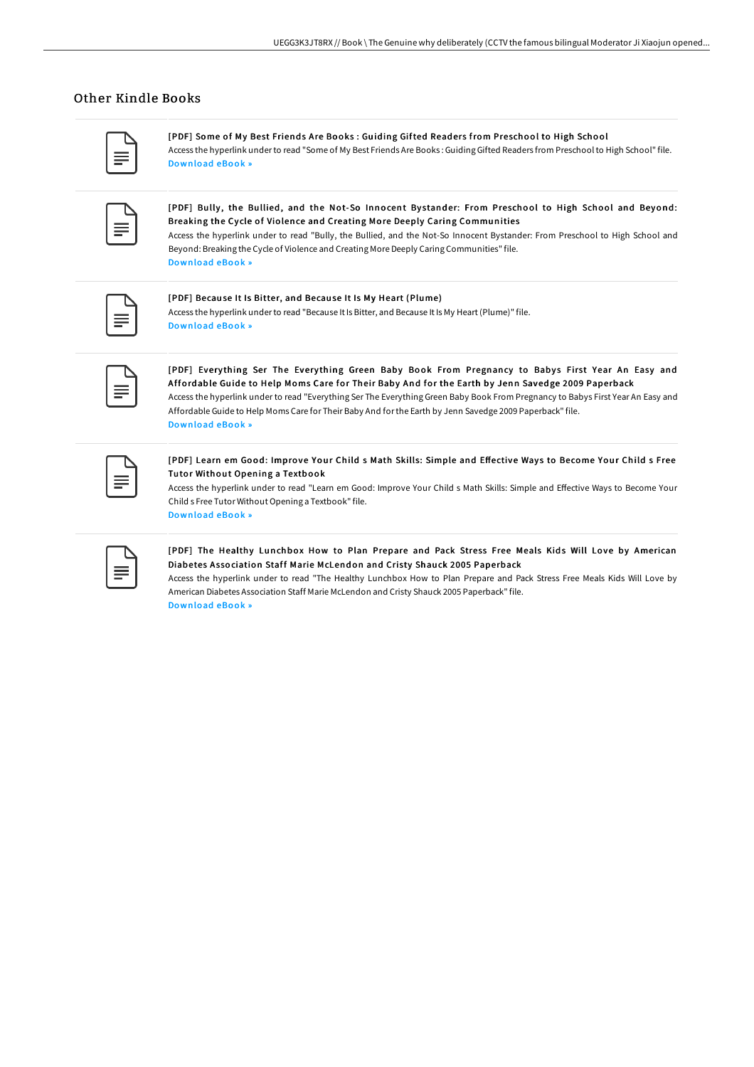## Other Kindle Books

**[PDF] Some of My Best Friends Are Books : Guiding Gifted Readers from Preschool to High School**

Access the hyperlink under to read "Some of My Best Friends Are Books : Guiding Gifted Readers from Preschool to High School" file.

Download eBook »

**[PDF] Bully, the Bullied, and the Not-So Innocent Bystander: From Preschool to High School and Beyond: Breaking the Cycle of Violence and Creating More Deeply Caring Communities**

Access the hyperlink under to read "Bully, the Bullied, and the Not-So Innocent Bystander: From Preschool to High School and Beyond: Breaking the Cycle of Violence and Creating More Deeply Caring Communities" file.

Download eBook »

**[PDF] Because It Is Bitter, and Because It Is My Heart (Plume)**

Access the hyperlink under to read "Because It Is Bitter, and Because It Is My Heart (Plume)" file.

Download eBook »

**[PDF] Everything Ser The Everything Green Baby Book From Pregnancy to Babys First Year An Easy and Affordable Guide to Help Moms Care for Their Baby And for the Earth by Jenn Savedge 2009 Paperback**

Access the hyperlink under to read "Everything Ser The Everything Green Baby Book From Pregnancy to Babys First Year An Easy and Affordable Guide to Help Moms Care for Their Baby And for the Earth by Jenn Savedge 2009 Paperback" file.

Download eBook »

**[PDF] Learn em Good: Improve Your Child s Math Skills: Simple and Effective Ways to Become Your Child s Free Tutor Without Opening a Textbook**

Access the hyperlink under to read "Learn em Good: Improve Your Child s Math Skills: Simple and Effective Ways to Become Your Child s Free Tutor Without Opening a Textbook" file.

Download eBook »

**[PDF] The Healthy Lunchbox How to Plan Prepare and Pack Stress Free Meals Kids Will Love by American Diabetes Association Staff Marie McLendon and Cristy Shauck 2005 Paperback**

Access the hyperlink under to read "The Healthy Lunchbox How to Plan Prepare and Pack Stress Free Meals Kids Will Love by American Diabetes Association Staff Marie McLendon and Cristy Shauck 2005 Paperback" file.

Download eBook »